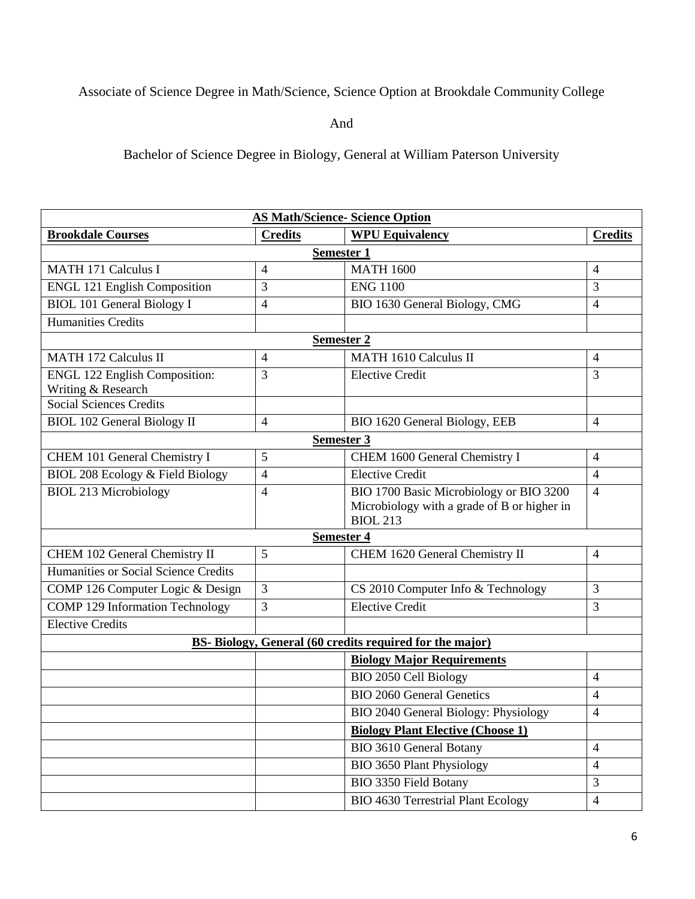Associate of Science Degree in Math/Science, Science Option at Brookdale Community College

And

Bachelor of Science Degree in Biology, General at William Paterson University

| **AS Math/Science- Science Option** | | | |
|---|---|---|---|
| **Brookdale Courses** | **Credits** | **WPU Equivalency** | **Credits** |
| **Semester 1** | | | |
| MATH 171 Calculus I | 4 | MATH 1600 | 4 |
| ENGL 121 English Composition | 3 | ENG 1100 | 3 |
| BIOL 101 General Biology I | 4 | BIO 1630 General Biology, CMG | 4 |
| Humanities Credits | | | |
| **Semester 2** | | | |
| MATH 172 Calculus II | 4 | MATH 1610 Calculus II | 4 |
| ENGL 122 English Composition: Writing & Research | 3 | Elective Credit | 3 |
| Social Sciences Credits | | | |
| BIOL 102 General Biology II | 4 | BIO 1620 General Biology, EEB | 4 |
| **Semester 3** | | | |
| CHEM 101 General Chemistry I | 5 | CHEM 1600 General Chemistry I | 4 |
| BIOL 208 Ecology & Field Biology | 4 | Elective Credit | 4 |
| BIOL 213 Microbiology | 4 | BIO 1700 Basic Microbiology or BIO 3200 Microbiology with a grade of B or higher in BIOL 213 | 4 |
| **Semester 4** | | | |
| CHEM 102 General Chemistry II | 5 | CHEM 1620 General Chemistry II | 4 |
| Humanities or Social Science Credits | | | |
| COMP 126 Computer Logic & Design | 3 | CS 2010 Computer Info & Technology | 3 |
| COMP 129 Information Technology | 3 | Elective Credit | 3 |
| Elective Credits | | | |
| **BS- Biology, General (60 credits required for the major)** | | | |
| | | **Biology Major Requirements** | |
| | | BIO 2050 Cell Biology | 4 |
| | | BIO 2060 General Genetics | 4 |
| | | BIO 2040 General Biology: Physiology | 4 |
| | | **Biology Plant Elective (Choose 1)** | |
| | | BIO 3610 General Botany | 4 |
| | | BIO 3650 Plant Physiology | 4 |
| | | BIO 3350 Field Botany | 3 |
| | | BIO 4630 Terrestrial Plant Ecology | 4 |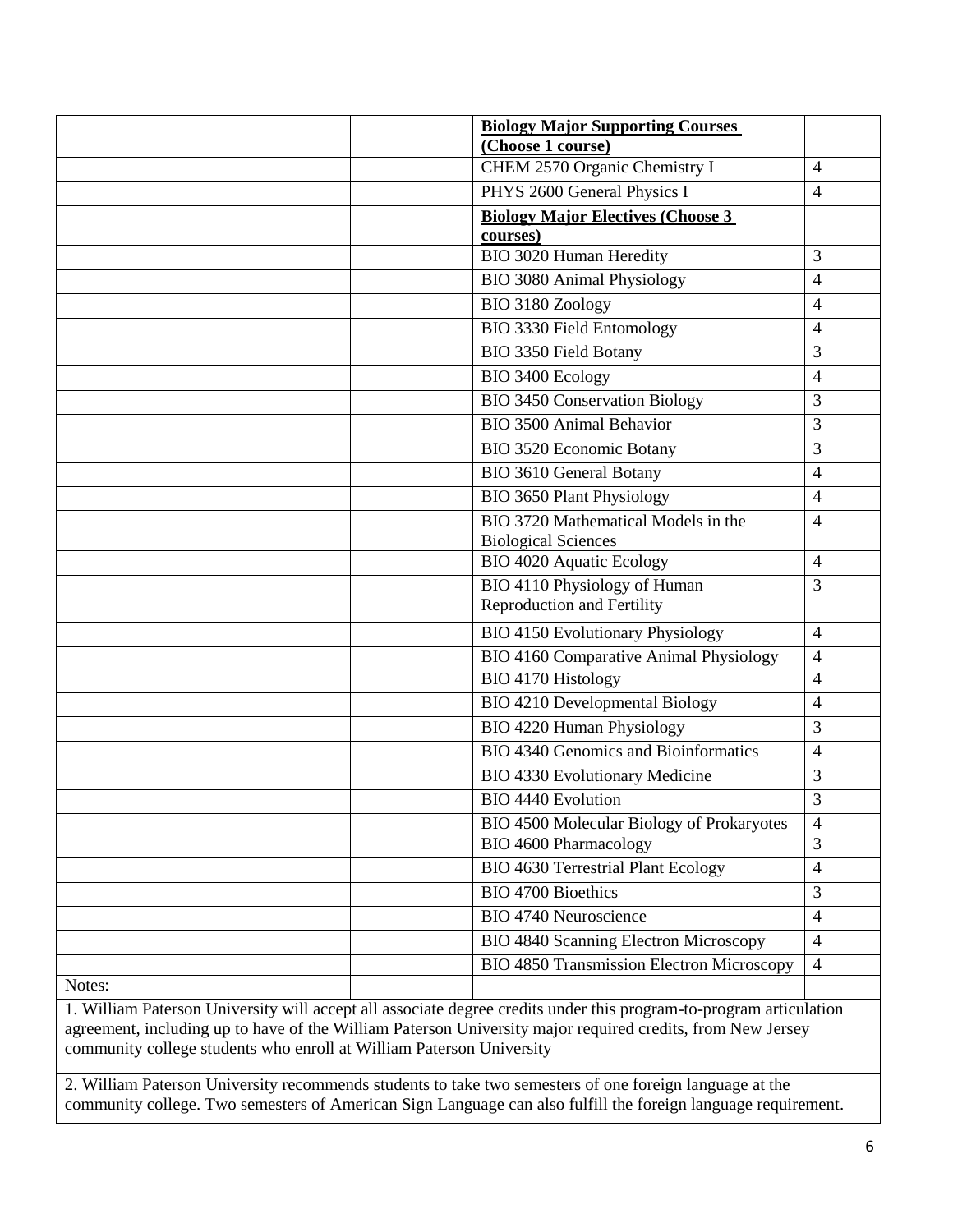| | | | |
|---|---|---|---|
| | | **Biology Major Supporting Courses (Choose 1 course)** | |
| | | CHEM 2570 Organic Chemistry I | 4 |
| | | PHYS 2600 General Physics I | 4 |
| | | **Biology Major Electives (Choose 3 courses)** | |
| | | BIO 3020 Human Heredity | 3 |
| | | BIO 3080 Animal Physiology | 4 |
| | | BIO 3180 Zoology | 4 |
| | | BIO 3330 Field Entomology | 4 |
| | | BIO 3350 Field Botany | 3 |
| | | BIO 3400 Ecology | 4 |
| | | BIO 3450 Conservation Biology | 3 |
| | | BIO 3500 Animal Behavior | 3 |
| | | BIO 3520 Economic Botany | 3 |
| | | BIO 3610 General Botany | 4 |
| | | BIO 3650 Plant Physiology | 4 |
| | | BIO 3720 Mathematical Models in the Biological Sciences | 4 |
| | | BIO 4020 Aquatic Ecology | 4 |
| | | BIO 4110 Physiology of Human Reproduction and Fertility | 3 |
| | | BIO 4150 Evolutionary Physiology | 4 |
| | | BIO 4160 Comparative Animal Physiology | 4 |
| | | BIO 4170 Histology | 4 |
| | | BIO 4210 Developmental Biology | 4 |
| | | BIO 4220 Human Physiology | 3 |
| | | BIO 4340 Genomics and Bioinformatics | 4 |
| | | BIO 4330 Evolutionary Medicine | 3 |
| | | BIO 4440 Evolution | 3 |
| | | BIO 4500 Molecular Biology of Prokaryotes | 4 |
| | | BIO 4600 Pharmacology | 3 |
| | | BIO 4630 Terrestrial Plant Ecology | 4 |
| | | BIO 4700 Bioethics | 3 |
| | | BIO 4740 Neuroscience | 4 |
| | | BIO 4840 Scanning Electron Microscopy | 4 |
| | | BIO 4850 Transmission Electron Microscopy | 4 |
| Notes: | | | |

1. William Paterson University will accept all associate degree credits under this program-to-program articulation agreement, including up to have of the William Paterson University major required credits, from New Jersey community college students who enroll at William Paterson University

2. William Paterson University recommends students to take two semesters of one foreign language at the community college. Two semesters of American Sign Language can also fulfill the foreign language requirement.